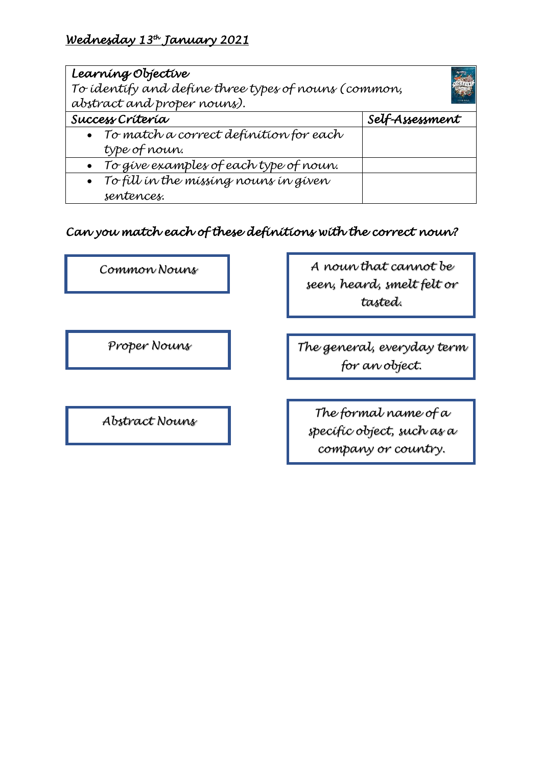Wednesday 13th January 2021

| Learning Objective<br>To identify and define three types of nouns (common, abstract and proper nouns). | |
|---|---|
| **Success Criteria** | **Self-Assessment** |
| • To match a correct definition for each type of noun. | |
| • To give examples of each type of noun. | |
| • To fill in the missing nouns in given sentences. | |

**Can you match each of these definitions with the correct noun?**

| | |
|---|---|
| Common Nouns | A noun that cannot be seen, heard, smelt felt or tasted. |
| Proper Nouns | The general, everyday term for an object. |
| Abstract Nouns | The formal name of a specific object, such as a company or country. |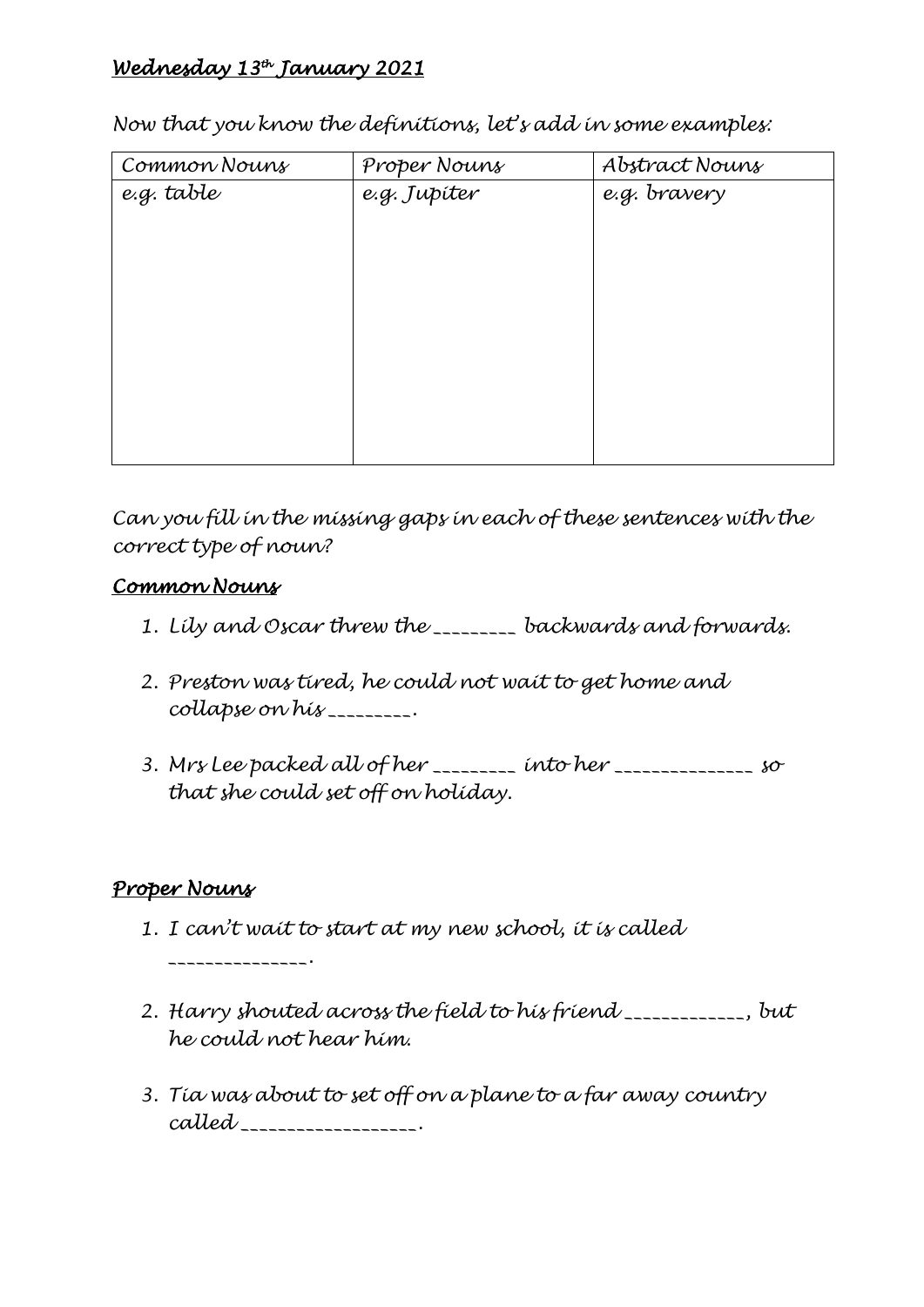# *Wednesday 13th January 2021*

*Now that you know the definitions, let's add in some examples:*

| Common Nouns | Proper Nouns | Abstract Nouns |
| --- | --- | --- |
| e.g. table | e.g. Jupiter | e.g. bravery |

*Can you fill in the missing gaps in each of these sentences with the correct type of noun?*

## *Common Nouns*

1. *Lily and Oscar threw the _________ backwards and forwards.*
2. *Preston was tired, he could not wait to get home and collapse on his _________.*
3. *Mrs Lee packed all of her _________ into her _______________ so that she could set off on holiday.*

## *Proper Nouns*

1. *I can't wait to start at my new school, it is called ________________.*
2. *Harry shouted across the field to his friend _____________, but he could not hear him.*
3. *Tia was about to set off on a plane to a far away country called ____________________.*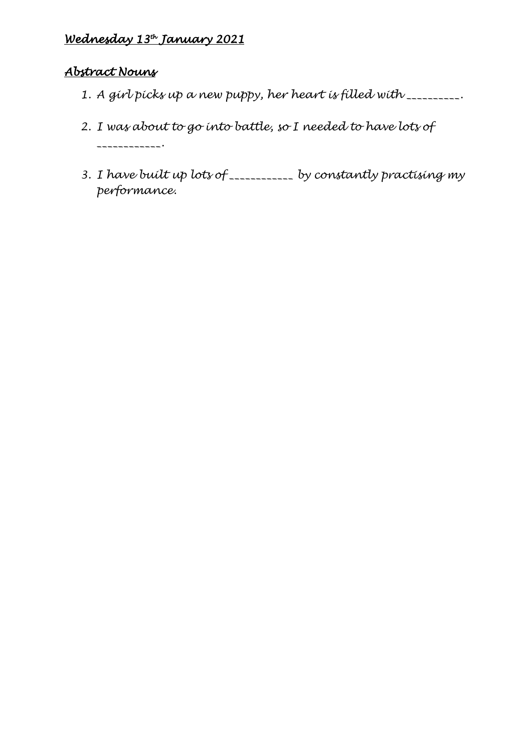***Wednesday 13th January 2021***

***Abstract Nouns***

1. *A girl picks up a new puppy, her heart is filled with __________.*
2. *I was about to go into battle, so I needed to have lots of ____________.*
3. *I have built up lots of ____________ by constantly practising my performance.*